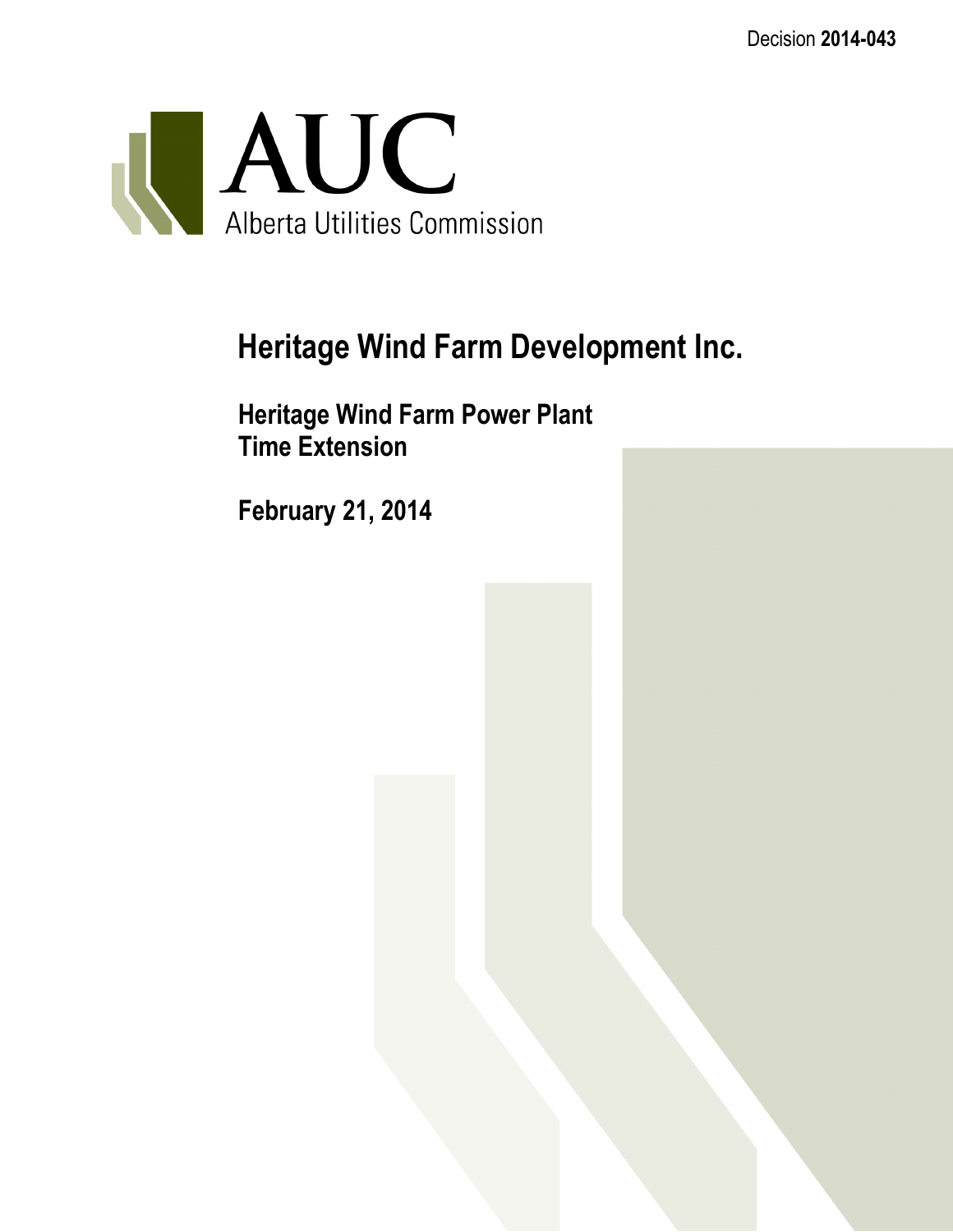Decision **2014-043**

AUC
Alberta Utilities Commission

# Heritage Wind Farm Development Inc.

## Heritage Wind Farm Power Plant
## Time Extension

## February 21, 2014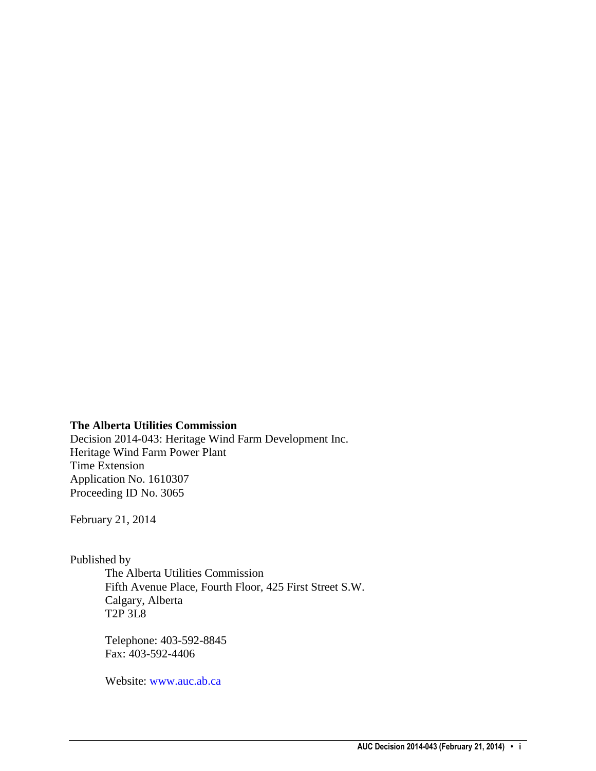**The Alberta Utilities Commission**

Decision 2014-043: Heritage Wind Farm Development Inc.
Heritage Wind Farm Power Plant
Time Extension
Application No. 1610307
Proceeding ID No. 3065

February 21, 2014

Published by

The Alberta Utilities Commission
Fifth Avenue Place, Fourth Floor, 425 First Street S.W.
Calgary, Alberta
T2P 3L8

Telephone: 403-592-8845
Fax: 403-592-4406

Website: www.auc.ab.ca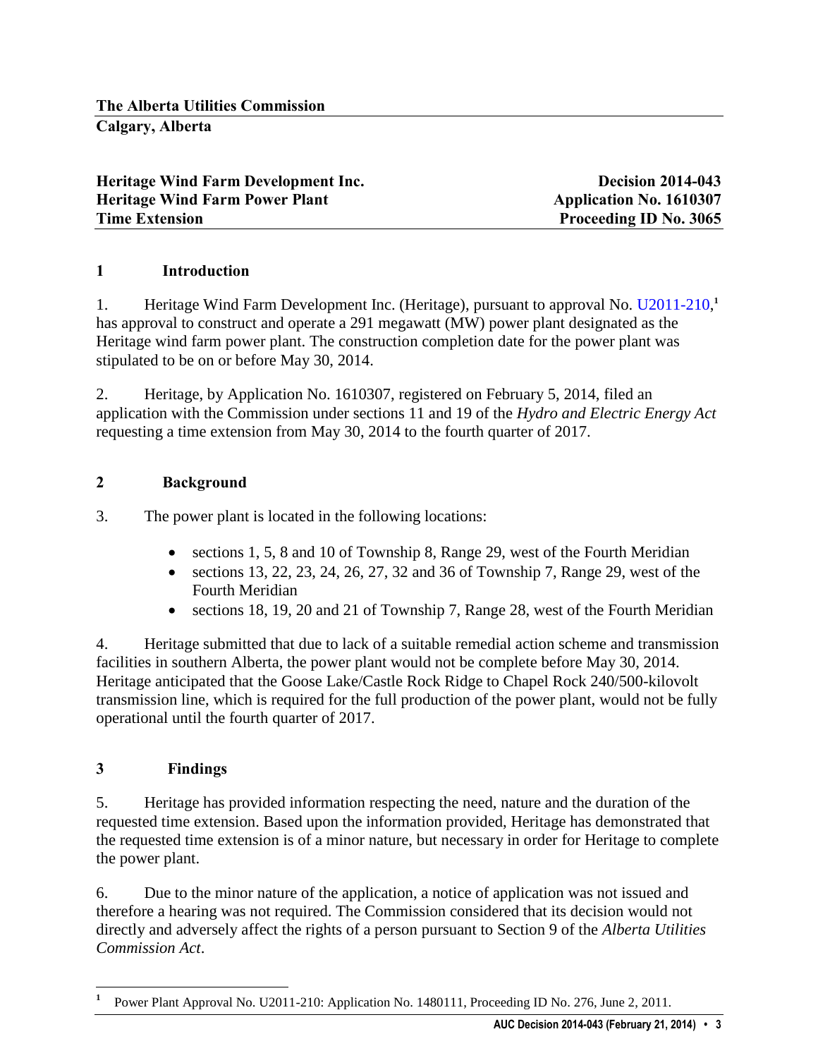**The Alberta Utilities Commission**
**Calgary, Alberta**

| | |
|---|---|
| **Heritage Wind Farm Development Inc.** | **Decision 2014-043** |
| **Heritage Wind Farm Power Plant** | **Application No. 1610307** |
| **Time Extension** | **Proceeding ID No. 3065** |

## 1 Introduction

1. Heritage Wind Farm Development Inc. (Heritage), pursuant to approval No. U2011-210,[1] has approval to construct and operate a 291 megawatt (MW) power plant designated as the Heritage wind farm power plant. The construction completion date for the power plant was stipulated to be on or before May 30, 2014.

2. Heritage, by Application No. 1610307, registered on February 5, 2014, filed an application with the Commission under sections 11 and 19 of the *Hydro and Electric Energy Act* requesting a time extension from May 30, 2014 to the fourth quarter of 2017.

## 2 Background

3. The power plant is located in the following locations:

- sections 1, 5, 8 and 10 of Township 8, Range 29, west of the Fourth Meridian
- sections 13, 22, 23, 24, 26, 27, 32 and 36 of Township 7, Range 29, west of the Fourth Meridian
- sections 18, 19, 20 and 21 of Township 7, Range 28, west of the Fourth Meridian

4. Heritage submitted that due to lack of a suitable remedial action scheme and transmission facilities in southern Alberta, the power plant would not be complete before May 30, 2014. Heritage anticipated that the Goose Lake/Castle Rock Ridge to Chapel Rock 240/500-kilovolt transmission line, which is required for the full production of the power plant, would not be fully operational until the fourth quarter of 2017.

## 3 Findings

5. Heritage has provided information respecting the need, nature and the duration of the requested time extension. Based upon the information provided, Heritage has demonstrated that the requested time extension is of a minor nature, but necessary in order for Heritage to complete the power plant.

6. Due to the minor nature of the application, a notice of application was not issued and therefore a hearing was not required. The Commission considered that its decision would not directly and adversely affect the rights of a person pursuant to Section 9 of the *Alberta Utilities Commission Act*.

[1] Power Plant Approval No. U2011-210: Application No. 1480111, Proceeding ID No. 276, June 2, 2011.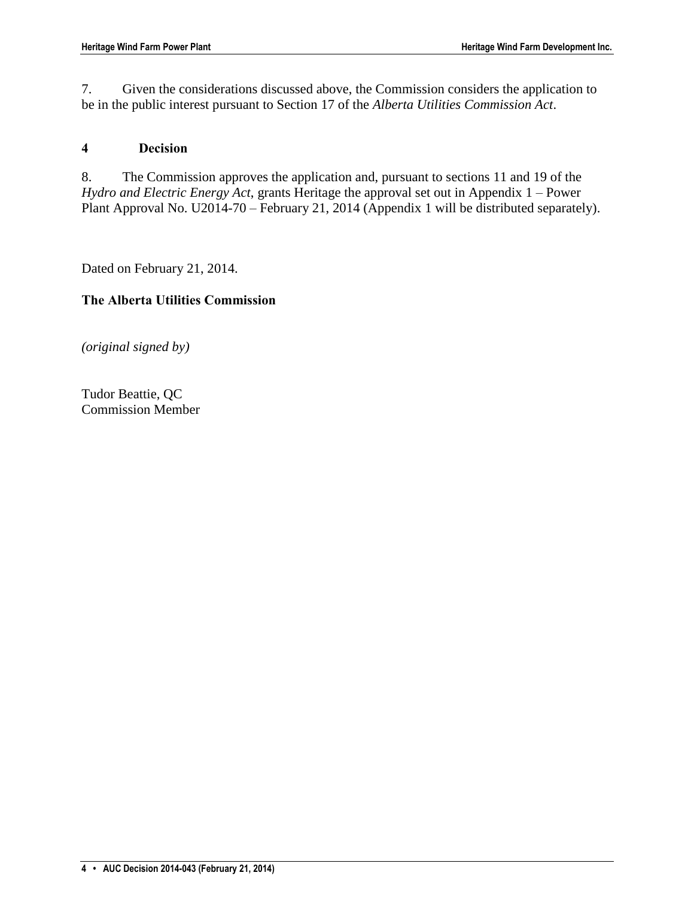7. Given the considerations discussed above, the Commission considers the application to be in the public interest pursuant to Section 17 of the *Alberta Utilities Commission Act*.

## 4 Decision

8. The Commission approves the application and, pursuant to sections 11 and 19 of the *Hydro and Electric Energy Act*, grants Heritage the approval set out in Appendix 1 – Power Plant Approval No. U2014-70 – February 21, 2014 (Appendix 1 will be distributed separately).

Dated on February 21, 2014.

**The Alberta Utilities Commission**

*(original signed by)*

Tudor Beattie, QC
Commission Member